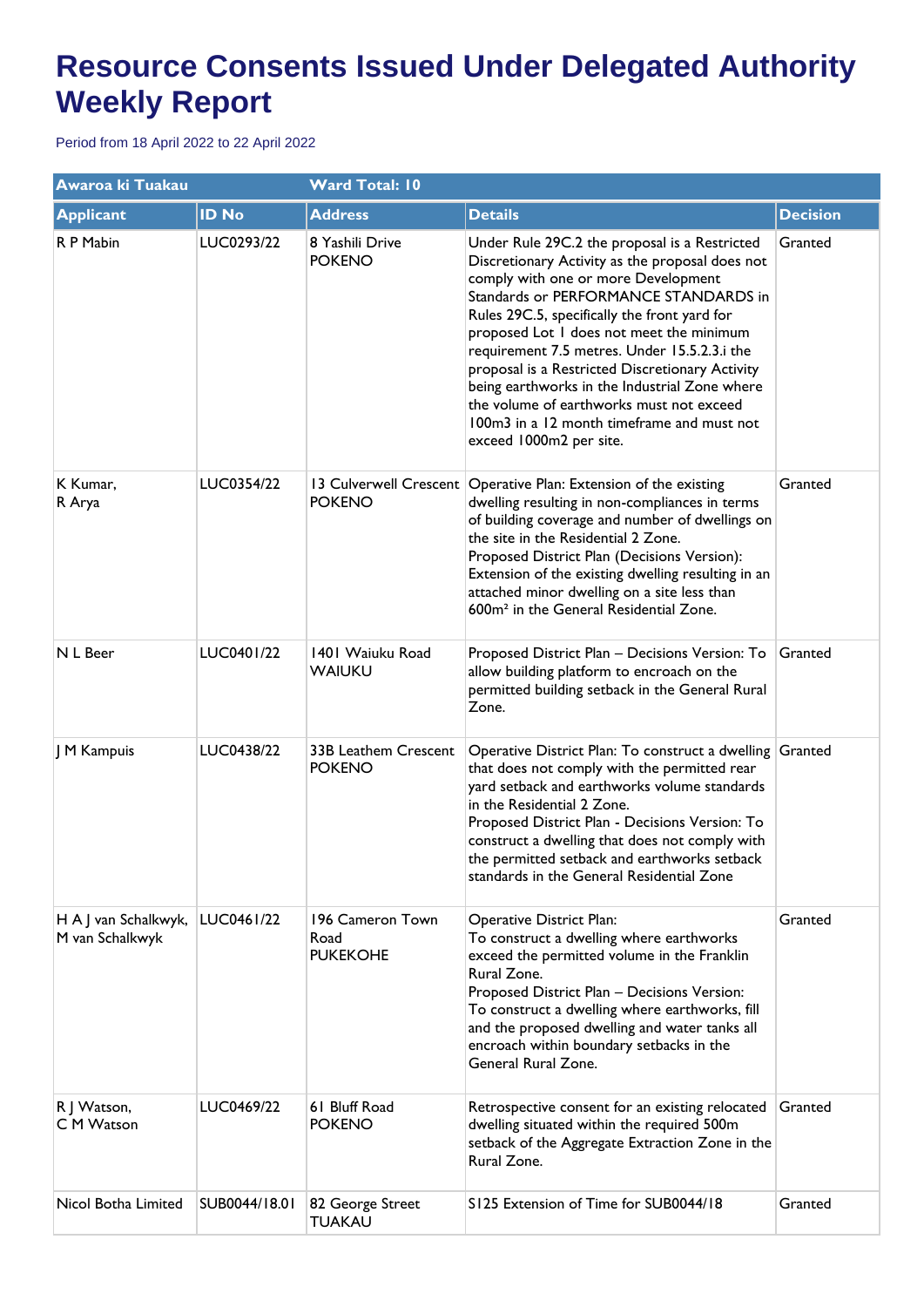# Resource Consents Issued Under Delegated Authority Weekly Report

Period from 18 April 2022 to 22 April 2022

| Awaroa ki Tuakau | | Ward Total: 10 | | |
|---|---|---|---|---|
| **Applicant** | **ID No** | **Address** | **Details** | **Decision** |
| R P Mabin | LUC0293/22 | 8 Yashili Drive POKENO | Under Rule 29C.2 the proposal is a Restricted Discretionary Activity as the proposal does not comply with one or more Development Standards or PERFORMANCE STANDARDS in Rules 29C.5, specifically the front yard for proposed Lot 1 does not meet the minimum requirement 7.5 metres. Under 15.5.2.3.i the proposal is a Restricted Discretionary Activity being earthworks in the Industrial Zone where the volume of earthworks must not exceed 100m3 in a 12 month timeframe and must not exceed 1000m2 per site. | Granted |
| K Kumar, R Arya | LUC0354/22 | 13 Culverwell Crescent POKENO | Operative Plan: Extension of the existing dwelling resulting in non-compliances in terms of building coverage and number of dwellings on the site in the Residential 2 Zone. Proposed District Plan (Decisions Version): Extension of the existing dwelling resulting in an attached minor dwelling on a site less than 600m² in the General Residential Zone. | Granted |
| N L Beer | LUC0401/22 | 1401 Waiuku Road WAIUKU | Proposed District Plan – Decisions Version: To allow building platform to encroach on the permitted building setback in the General Rural Zone. | Granted |
| J M Kampuis | LUC0438/22 | 33B Leathem Crescent POKENO | Operative District Plan: To construct a dwelling that does not comply with the permitted rear yard setback and earthworks volume standards in the Residential 2 Zone. Proposed District Plan - Decisions Version: To construct a dwelling that does not comply with the permitted setback and earthworks setback standards in the General Residential Zone | Granted |
| H A J van Schalkwyk, M van Schalkwyk | LUC0461/22 | 196 Cameron Town Road PUKEKOHE | Operative District Plan: To construct a dwelling where earthworks exceed the permitted volume in the Franklin Rural Zone. Proposed District Plan – Decisions Version: To construct a dwelling where earthworks, fill and the proposed dwelling and water tanks all encroach within boundary setbacks in the General Rural Zone. | Granted |
| R J Watson, C M Watson | LUC0469/22 | 61 Bluff Road POKENO | Retrospective consent for an existing relocated dwelling situated within the required 500m setback of the Aggregate Extraction Zone in the Rural Zone. | Granted |
| Nicol Botha Limited | SUB0044/18.01 | 82 George Street TUAKAU | S125 Extension of Time for SUB0044/18 | Granted |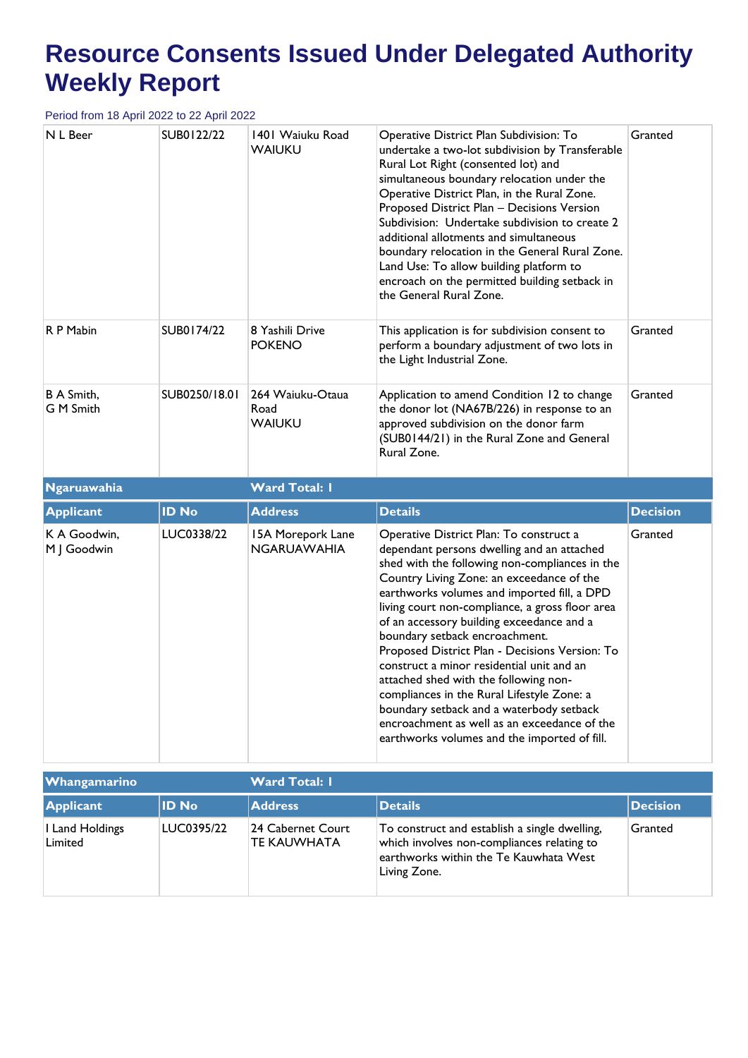# Resource Consents Issued Under Delegated Authority Weekly Report

Period from 18 April 2022 to 22 April 2022

| | | | | |
|---|---|---|---|---|
| N L Beer | SUB0122/22 | 1401 Waiuku Road WAIUKU | Operative District Plan Subdivision: To undertake a two-lot subdivision by Transferable Rural Lot Right (consented lot) and simultaneous boundary relocation under the Operative District Plan, in the Rural Zone. Proposed District Plan – Decisions Version Subdivision: Undertake subdivision to create 2 additional allotments and simultaneous boundary relocation in the General Rural Zone. Land Use: To allow building platform to encroach on the permitted building setback in the General Rural Zone. | Granted |
| R P Mabin | SUB0174/22 | 8 Yashili Drive POKENO | This application is for subdivision consent to perform a boundary adjustment of two lots in the Light Industrial Zone. | Granted |
| B A Smith, G M Smith | SUB0250/18.01 | 264 Waiuku-Otaua Road WAIUKU | Application to amend Condition 12 to change the donor lot (NA67B/226) in response to an approved subdivision on the donor farm (SUB0144/21) in the Rural Zone and General Rural Zone. | Granted |

| Ngaruawahia | | Ward Total: 1 | | |
|---|---|---|---|---|
| **Applicant** | **ID No** | **Address** | **Details** | **Decision** |
| K A Goodwin, M J Goodwin | LUC0338/22 | 15A Morepork Lane NGARUAWAHIA | Operative District Plan: To construct a dependant persons dwelling and an attached shed with the following non-compliances in the Country Living Zone: an exceedance of the earthworks volumes and imported fill, a DPD living court non-compliance, a gross floor area of an accessory building exceedance and a boundary setback encroachment. Proposed District Plan - Decisions Version: To construct a minor residential unit and an attached shed with the following non-compliances in the Rural Lifestyle Zone: a boundary setback and a waterbody setback encroachment as well as an exceedance of the earthworks volumes and the imported of fill. | Granted |

| Whangamarino | | Ward Total: 1 | | |
|---|---|---|---|---|
| **Applicant** | **ID No** | **Address** | **Details** | **Decision** |
| I Land Holdings Limited | LUC0395/22 | 24 Cabernet Court TE KAUWHATA | To construct and establish a single dwelling, which involves non-compliances relating to earthworks within the Te Kauwhata West Living Zone. | Granted |